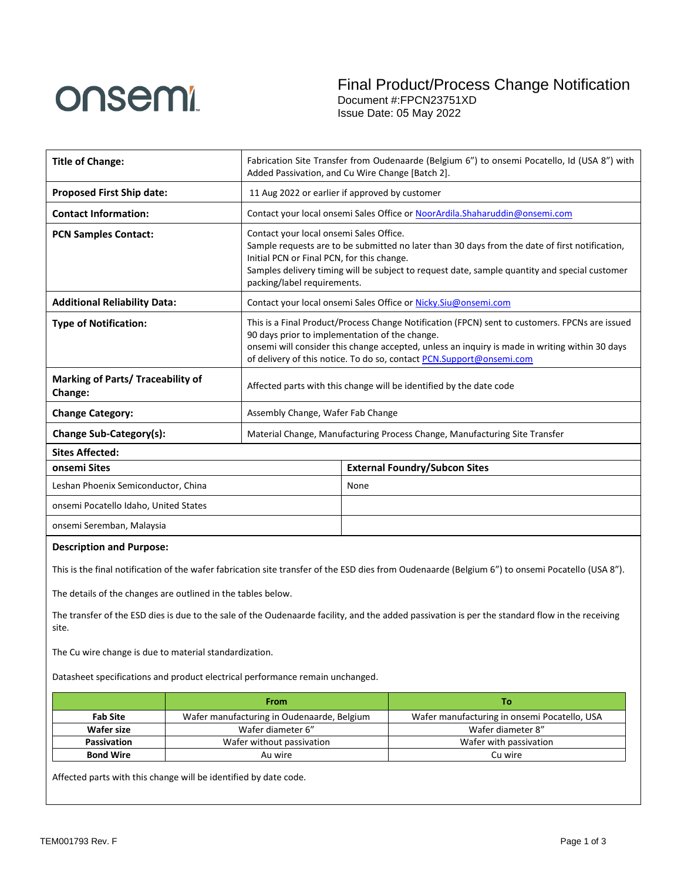onsemi

# Final Product/Process Change Notification

Document #:FPCN23751XD
Issue Date: 05 May 2022

| | |
|---|---|
| **Title of Change:** | Fabrication Site Transfer from Oudenaarde (Belgium 6") to onsemi Pocatello, Id (USA 8") with Added Passivation, and Cu Wire Change [Batch 2]. |
| **Proposed First Ship date:** | 11 Aug 2022 or earlier if approved by customer |
| **Contact Information:** | Contact your local onsemi Sales Office or NoorArdila.Shaharuddin@onsemi.com |
| **PCN Samples Contact:** | Contact your local onsemi Sales Office. Sample requests are to be submitted no later than 30 days from the date of first notification, Initial PCN or Final PCN, for this change. Samples delivery timing will be subject to request date, sample quantity and special customer packing/label requirements. |
| **Additional Reliability Data:** | Contact your local onsemi Sales Office or Nicky.Siu@onsemi.com |
| **Type of Notification:** | This is a Final Product/Process Change Notification (FPCN) sent to customers. FPCNs are issued 90 days prior to implementation of the change. onsemi will consider this change accepted, unless an inquiry is made in writing within 30 days of delivery of this notice. To do so, contact PCN.Support@onsemi.com |
| **Marking of Parts/ Traceability of Change:** | Affected parts with this change will be identified by the date code |
| **Change Category:** | Assembly Change, Wafer Fab Change |
| **Change Sub-Category(s):** | Material Change, Manufacturing Process Change, Manufacturing Site Transfer |

**Sites Affected:**

| onsemi Sites | External Foundry/Subcon Sites |
|---|---|
| Leshan Phoenix Semiconductor, China | None |
| onsemi Pocatello Idaho, United States | |
| onsemi Seremban, Malaysia | |

**Description and Purpose:**

This is the final notification of the wafer fabrication site transfer of the ESD dies from Oudenaarde (Belgium 6") to onsemi Pocatello (USA 8").

The details of the changes are outlined in the tables below.

The transfer of the ESD dies is due to the sale of the Oudenaarde facility, and the added passivation is per the standard flow in the receiving site.

The Cu wire change is due to material standardization.

Datasheet specifications and product electrical performance remain unchanged.

| | From | To |
|---|---|---|
| **Fab Site** | Wafer manufacturing in Oudenaarde, Belgium | Wafer manufacturing in onsemi Pocatello, USA |
| **Wafer size** | Wafer diameter 6" | Wafer diameter 8" |
| **Passivation** | Wafer without passivation | Wafer with passivation |
| **Bond Wire** | Au wire | Cu wire |

Affected parts with this change will be identified by date code.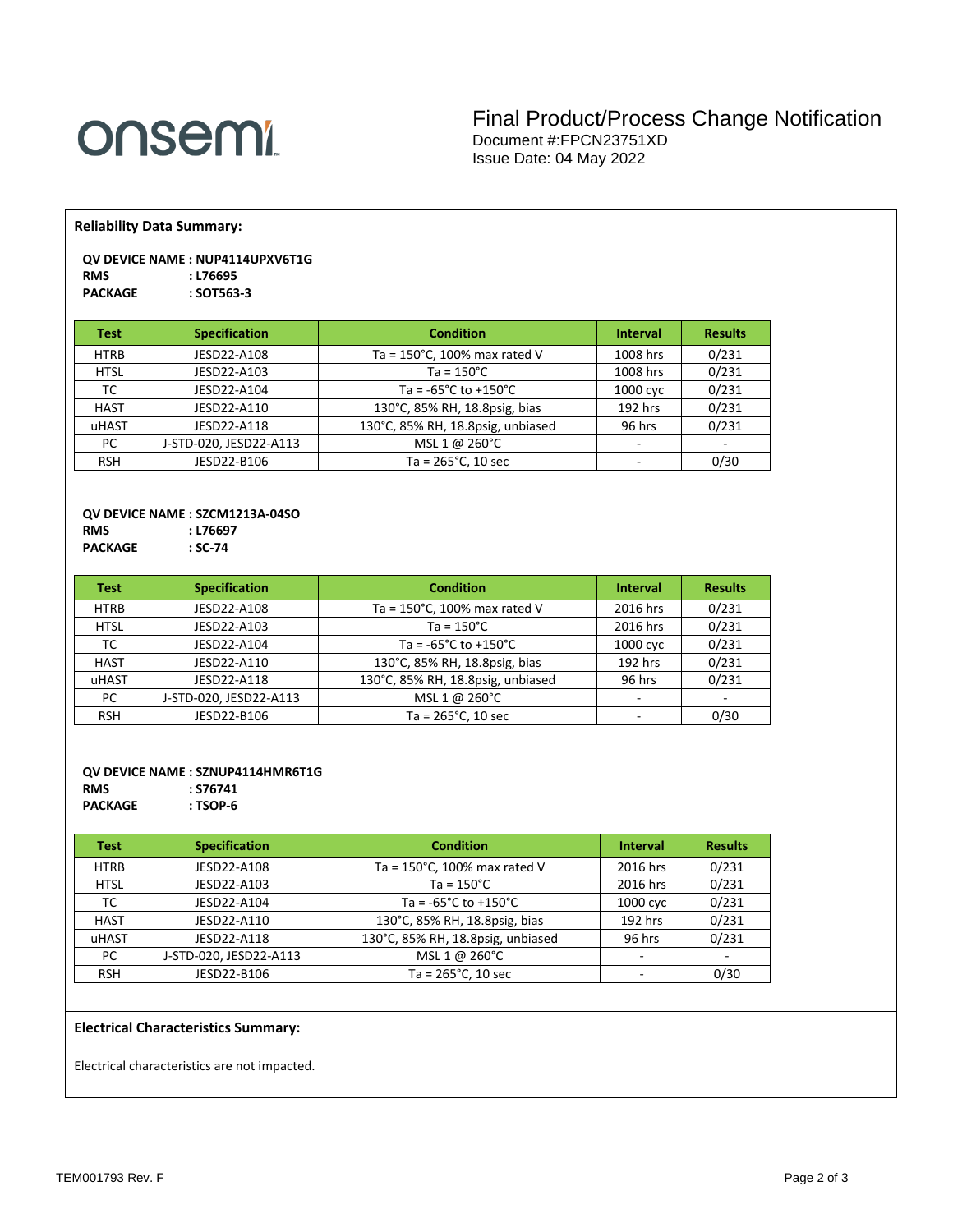# Final Product/Process Change Notification

Document #:FPCN23751XD
Issue Date: 04 May 2022

## Reliability Data Summary:

**QV DEVICE NAME : NUP4114UPXV6T1G**
**RMS : L76695**
**PACKAGE : SOT563-3**

| Test | Specification | Condition | Interval | Results |
| --- | --- | --- | --- | --- |
| HTRB | JESD22-A108 | Ta = 150°C, 100% max rated V | 1008 hrs | 0/231 |
| HTSL | JESD22-A103 | Ta = 150°C | 1008 hrs | 0/231 |
| TC | JESD22-A104 | Ta = -65°C to +150°C | 1000 cyc | 0/231 |
| HAST | JESD22-A110 | 130°C, 85% RH, 18.8psig, bias | 192 hrs | 0/231 |
| uHAST | JESD22-A118 | 130°C, 85% RH, 18.8psig, unbiased | 96 hrs | 0/231 |
| PC | J-STD-020, JESD22-A113 | MSL 1 @ 260°C | - | - |
| RSH | JESD22-B106 | Ta = 265°C, 10 sec | - | 0/30 |

**QV DEVICE NAME : SZCM1213A-04SO**
**RMS : L76697**
**PACKAGE : SC-74**

| Test | Specification | Condition | Interval | Results |
| --- | --- | --- | --- | --- |
| HTRB | JESD22-A108 | Ta = 150°C, 100% max rated V | 2016 hrs | 0/231 |
| HTSL | JESD22-A103 | Ta = 150°C | 2016 hrs | 0/231 |
| TC | JESD22-A104 | Ta = -65°C to +150°C | 1000 cyc | 0/231 |
| HAST | JESD22-A110 | 130°C, 85% RH, 18.8psig, bias | 192 hrs | 0/231 |
| uHAST | JESD22-A118 | 130°C, 85% RH, 18.8psig, unbiased | 96 hrs | 0/231 |
| PC | J-STD-020, JESD22-A113 | MSL 1 @ 260°C | - | - |
| RSH | JESD22-B106 | Ta = 265°C, 10 sec | - | 0/30 |

**QV DEVICE NAME : SZNUP4114HMR6T1G**
**RMS : S76741**
**PACKAGE : TSOP-6**

| Test | Specification | Condition | Interval | Results |
| --- | --- | --- | --- | --- |
| HTRB | JESD22-A108 | Ta = 150°C, 100% max rated V | 2016 hrs | 0/231 |
| HTSL | JESD22-A103 | Ta = 150°C | 2016 hrs | 0/231 |
| TC | JESD22-A104 | Ta = -65°C to +150°C | 1000 cyc | 0/231 |
| HAST | JESD22-A110 | 130°C, 85% RH, 18.8psig, bias | 192 hrs | 0/231 |
| uHAST | JESD22-A118 | 130°C, 85% RH, 18.8psig, unbiased | 96 hrs | 0/231 |
| PC | J-STD-020, JESD22-A113 | MSL 1 @ 260°C | - | - |
| RSH | JESD22-B106 | Ta = 265°C, 10 sec | - | 0/30 |

## Electrical Characteristics Summary:

Electrical characteristics are not impacted.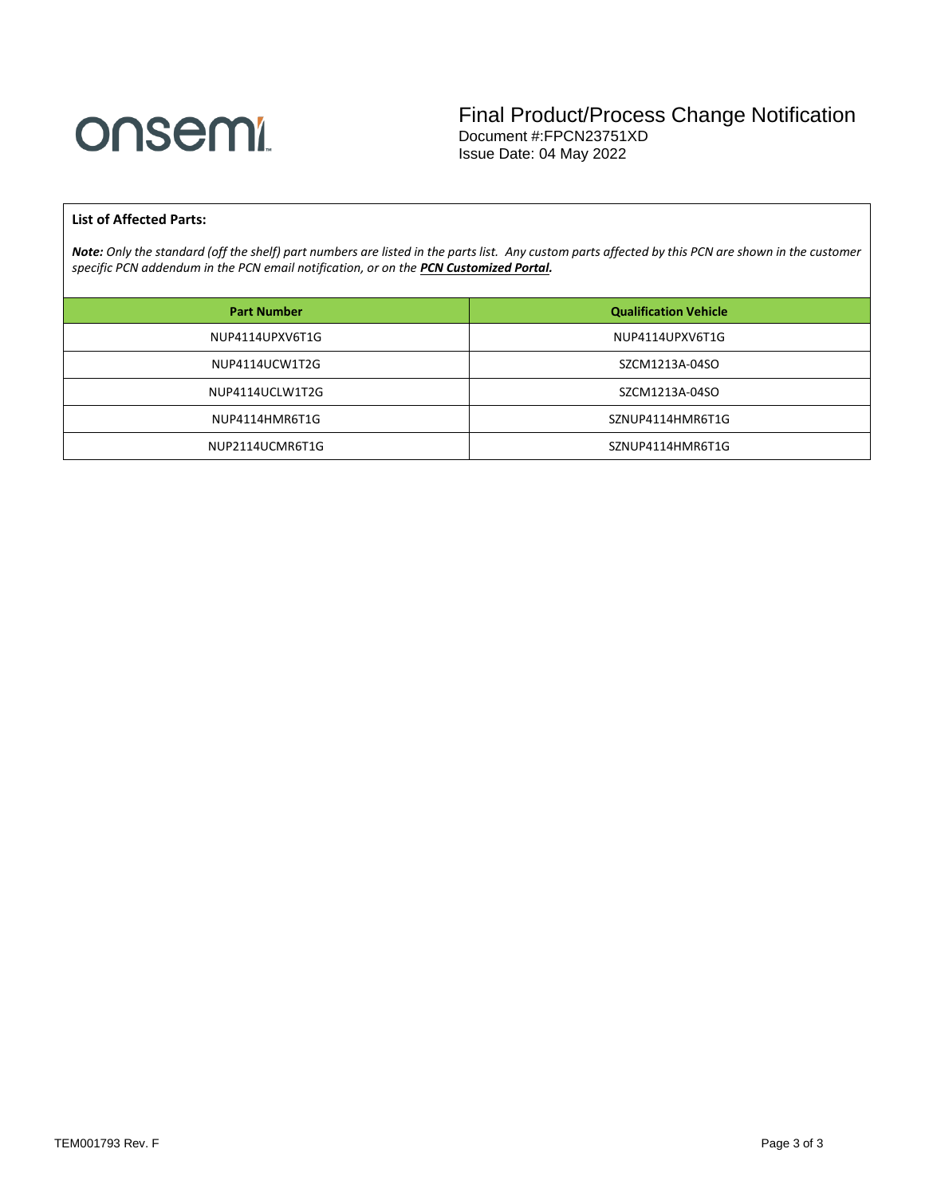# Final Product/Process Change Notification

Document #:FPCN23751XD

Issue Date: 04 May 2022

**List of Affected Parts:**

***Note:*** *Only the standard (off the shelf) part numbers are listed in the parts list. Any custom parts affected by this PCN are shown in the customer specific PCN addendum in the PCN email notification, or on the* ***PCN Customized Portal.***

| Part Number | Qualification Vehicle |
|---|---|
| NUP4114UPXV6T1G | NUP4114UPXV6T1G |
| NUP4114UCW1T2G | SZCM1213A-04SO |
| NUP4114UCLW1T2G | SZCM1213A-04SO |
| NUP4114HMR6T1G | SZNUP4114HMR6T1G |
| NUP2114UCMR6T1G | SZNUP4114HMR6T1G |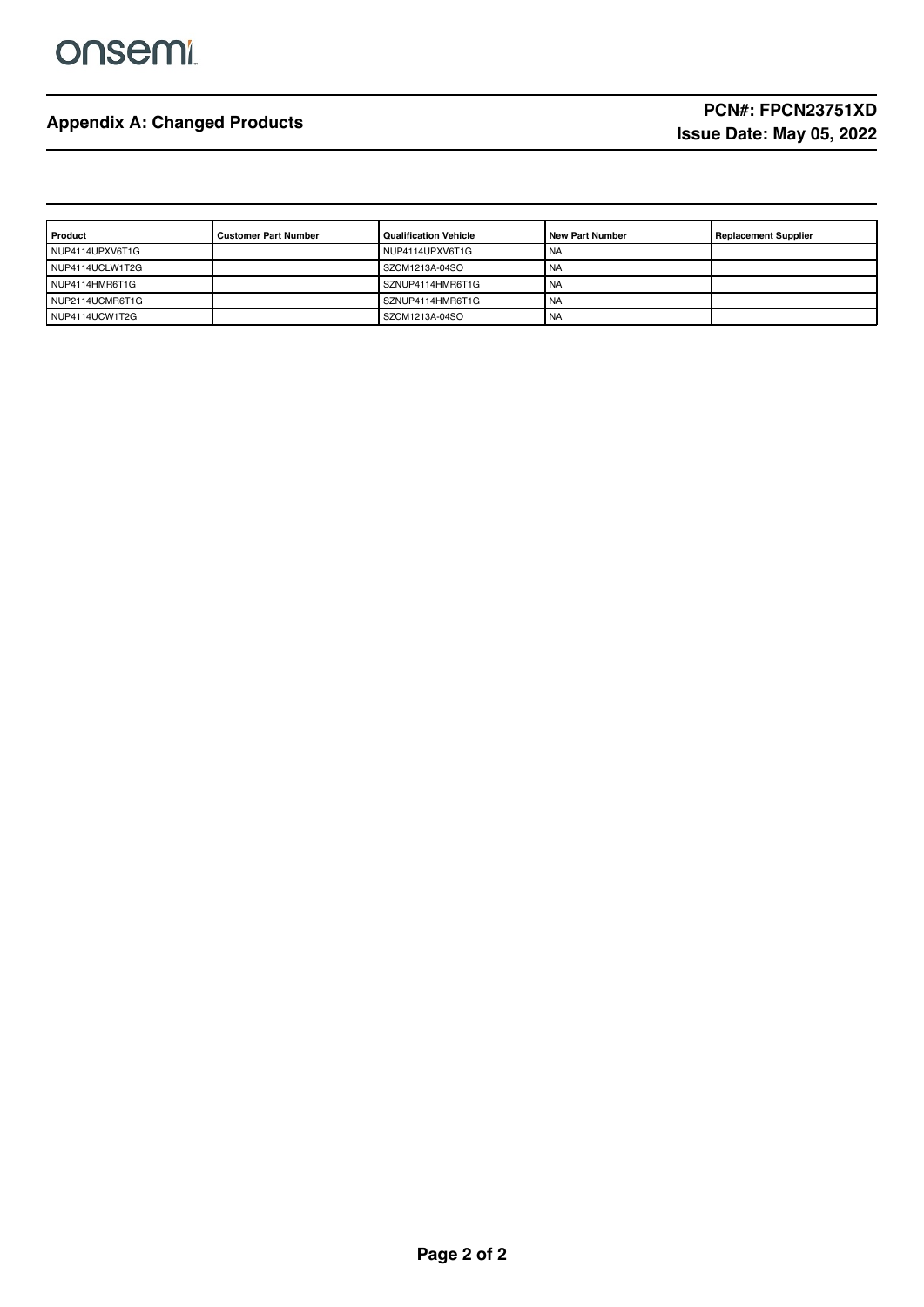## Appendix A: Changed Products

**PCN#: FPCN23751XD**
**Issue Date: May 05, 2022**

| Product | Customer Part Number | Qualification Vehicle | New Part Number | Replacement Supplier |
|---|---|---|---|---|
| NUP4114UPXV6T1G | | NUP4114UPXV6T1G | NA | |
| NUP4114UCLW1T2G | | SZCM1213A-04SO | NA | |
| NUP4114HMR6T1G | | SZNUP4114HMR6T1G | NA | |
| NUP2114UCMR6T1G | | SZNUP4114HMR6T1G | NA | |
| NUP4114UCW1T2G | | SZCM1213A-04SO | NA | |